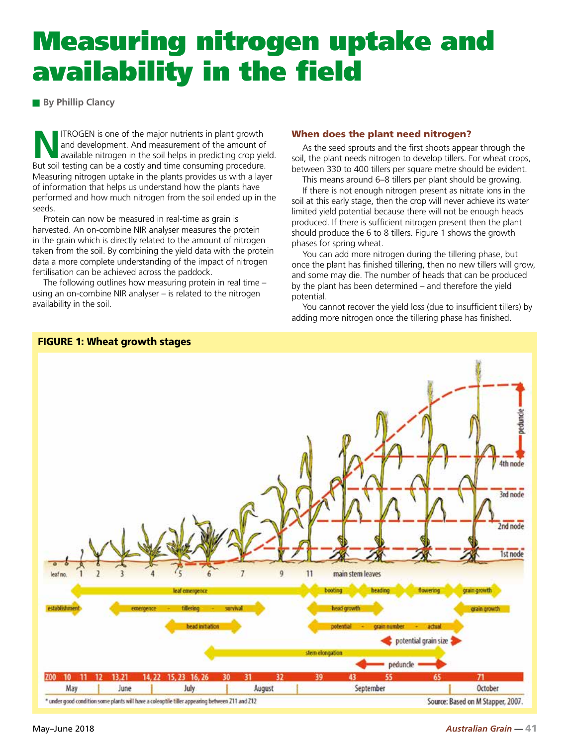# Measuring nitrogen uptake and availability in the field

**By Phillip Clancy**

NITROGEN is one of the major nutrients in plant growth and development. And measurement of the amount of available nitrogen in the soil helps in predicting crop yield. But soil testing can be a costly and time consuming procedure. Measuring nitrogen uptake in the plants provides us with a layer of information that helps us understand how the plants have performed and how much nitrogen from the soil ended up in the seeds.

Protein can now be measured in real-time as grain is harvested. An on-combine NIR analyser measures the protein in the grain which is directly related to the amount of nitrogen taken from the soil. By combining the yield data with the protein data a more complete understanding of the impact of nitrogen fertilisation can be achieved across the paddock.

The following outlines how measuring protein in real time – using an on-combine NIR analyser – is related to the nitrogen availability in the soil.

## When does the plant need nitrogen?

As the seed sprouts and the first shoots appear through the soil, the plant needs nitrogen to develop tillers. For wheat crops, between 330 to 400 tillers per square metre should be evident.

This means around 6–8 tillers per plant should be growing.

If there is not enough nitrogen present as nitrate ions in the soil at this early stage, then the crop will never achieve its water limited yield potential because there will not be enough heads produced. If there is sufficient nitrogen present then the plant should produce the 6 to 8 tillers. Figure 1 shows the growth phases for spring wheat.

You can add more nitrogen during the tillering phase, but once the plant has finished tillering, then no new tillers will grow, and some may die. The number of heads that can be produced by the plant has been determined – and therefore the yield potential.

You cannot recover the yield loss (due to insufficient tillers) by adding more nitrogen once the tillering phase has finished.

**FIGURE 1: Wheat growth stages**

\* under good condition some plants will have a coleoptile tiller appearing between Z11 and Z12

Source: Based on M Stapper, 2007.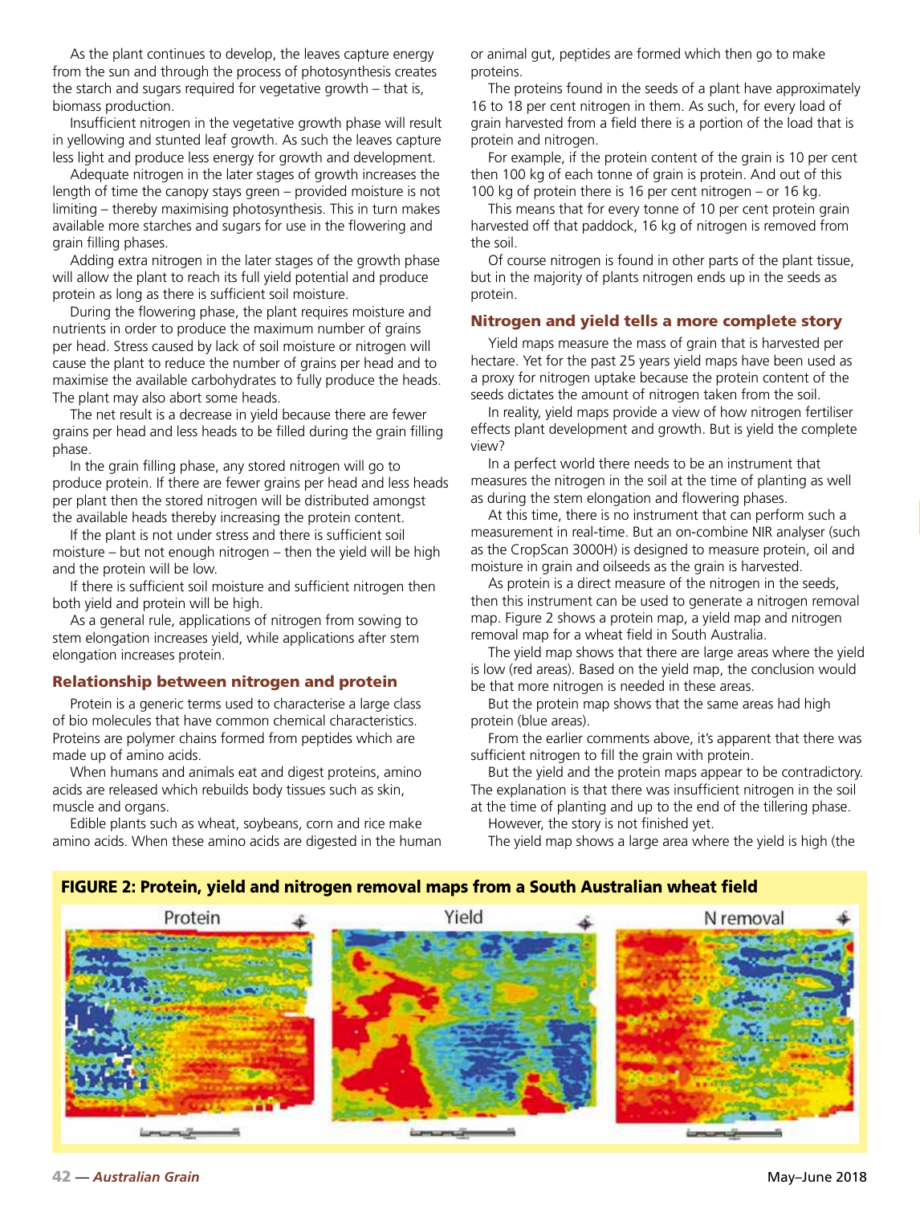As the plant continues to develop, the leaves capture energy from the sun and through the process of photosynthesis creates the starch and sugars required for vegetative growth – that is, biomass production.

Insufficient nitrogen in the vegetative growth phase will result in yellowing and stunted leaf growth. As such the leaves capture less light and produce less energy for growth and development.

Adequate nitrogen in the later stages of growth increases the length of time the canopy stays green – provided moisture is not limiting – thereby maximising photosynthesis. This in turn makes available more starches and sugars for use in the flowering and grain filling phases.

Adding extra nitrogen in the later stages of the growth phase will allow the plant to reach its full yield potential and produce protein as long as there is sufficient soil moisture.

During the flowering phase, the plant requires moisture and nutrients in order to produce the maximum number of grains per head. Stress caused by lack of soil moisture or nitrogen will cause the plant to reduce the number of grains per head and to maximise the available carbohydrates to fully produce the heads. The plant may also abort some heads.

The net result is a decrease in yield because there are fewer grains per head and less heads to be filled during the grain filling phase.

In the grain filling phase, any stored nitrogen will go to produce protein. If there are fewer grains per head and less heads per plant then the stored nitrogen will be distributed amongst the available heads thereby increasing the protein content.

If the plant is not under stress and there is sufficient soil moisture – but not enough nitrogen – then the yield will be high and the protein will be low.

If there is sufficient soil moisture and sufficient nitrogen then both yield and protein will be high.

As a general rule, applications of nitrogen from sowing to stem elongation increases yield, while applications after stem elongation increases protein.

## Relationship between nitrogen and protein

Protein is a generic terms used to characterise a large class of bio molecules that have common chemical characteristics. Proteins are polymer chains formed from peptides which are made up of amino acids.

When humans and animals eat and digest proteins, amino acids are released which rebuilds body tissues such as skin, muscle and organs.

Edible plants such as wheat, soybeans, corn and rice make amino acids. When these amino acids are digested in the human or animal gut, peptides are formed which then go to make proteins.

The proteins found in the seeds of a plant have approximately 16 to 18 per cent nitrogen in them. As such, for every load of grain harvested from a field there is a portion of the load that is protein and nitrogen.

For example, if the protein content of the grain is 10 per cent then 100 kg of each tonne of grain is protein. And out of this 100 kg of protein there is 16 per cent nitrogen – or 16 kg.

This means that for every tonne of 10 per cent protein grain harvested off that paddock, 16 kg of nitrogen is removed from the soil.

Of course nitrogen is found in other parts of the plant tissue, but in the majority of plants nitrogen ends up in the seeds as protein.

## Nitrogen and yield tells a more complete story

Yield maps measure the mass of grain that is harvested per hectare. Yet for the past 25 years yield maps have been used as a proxy for nitrogen uptake because the protein content of the seeds dictates the amount of nitrogen taken from the soil.

In reality, yield maps provide a view of how nitrogen fertiliser effects plant development and growth. But is yield the complete view?

In a perfect world there needs to be an instrument that measures the nitrogen in the soil at the time of planting as well as during the stem elongation and flowering phases.

At this time, there is no instrument that can perform such a measurement in real-time. But an on-combine NIR analyser (such as the CropScan 3000H) is designed to measure protein, oil and moisture in grain and oilseeds as the grain is harvested.

As protein is a direct measure of the nitrogen in the seeds, then this instrument can be used to generate a nitrogen removal map. Figure 2 shows a protein map, a yield map and nitrogen removal map for a wheat field in South Australia.

The yield map shows that there are large areas where the yield is low (red areas). Based on the yield map, the conclusion would be that more nitrogen is needed in these areas.

But the protein map shows that the same areas had high protein (blue areas).

From the earlier comments above, it's apparent that there was sufficient nitrogen to fill the grain with protein.

But the yield and the protein maps appear to be contradictory. The explanation is that there was insufficient nitrogen in the soil at the time of planting and up to the end of the tillering phase.

However, the story is not finished yet.

The yield map shows a large area where the yield is high (the

**FIGURE 2: Protein, yield and nitrogen removal maps from a South Australian wheat field**

Protein | Yield | N removal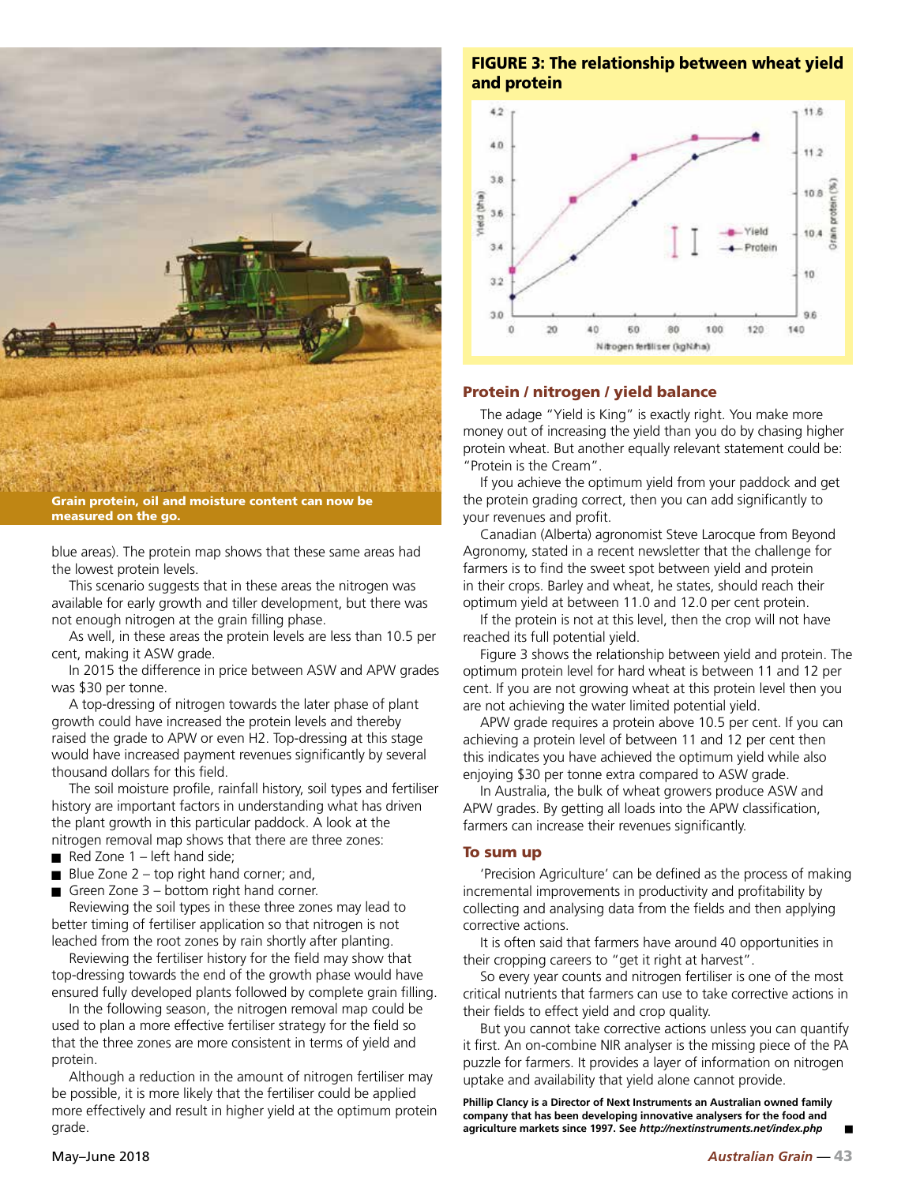Grain protein, oil and moisture content can now be measured on the go.

blue areas). The protein map shows that these same areas had the lowest protein levels.

This scenario suggests that in these areas the nitrogen was available for early growth and tiller development, but there was not enough nitrogen at the grain filling phase.

As well, in these areas the protein levels are less than 10.5 per cent, making it ASW grade.

In 2015 the difference in price between ASW and APW grades was $30 per tonne.

A top-dressing of nitrogen towards the later phase of plant growth could have increased the protein levels and thereby raised the grade to APW or even H2. Top-dressing at this stage would have increased payment revenues significantly by several thousand dollars for this field.

The soil moisture profile, rainfall history, soil types and fertiliser history are important factors in understanding what has driven the plant growth in this particular paddock. A look at the nitrogen removal map shows that there are three zones:

- Red Zone 1 – left hand side;
- Blue Zone 2 – top right hand corner; and,
- Green Zone 3 – bottom right hand corner.

Reviewing the soil types in these three zones may lead to better timing of fertiliser application so that nitrogen is not leached from the root zones by rain shortly after planting.

Reviewing the fertiliser history for the field may show that top-dressing towards the end of the growth phase would have ensured fully developed plants followed by complete grain filling.

In the following season, the nitrogen removal map could be used to plan a more effective fertiliser strategy for the field so that the three zones are more consistent in terms of yield and protein.

Although a reduction in the amount of nitrogen fertiliser may be possible, it is more likely that the fertiliser could be applied more effectively and result in higher yield at the optimum protein grade.

**FIGURE 3: The relationship between wheat yield and protein**

Yield (t/ha)
4.2
4.0
3.8
3.6
3.4
3.2
3.0

Grain protein (%)
11.6
11.2
10.8
10.4
10
9.6

0 20 40 60 80 100 120 140
Nitrogen fertiliser (kgN/ha)

Yield
Protein

## Protein / nitrogen / yield balance

The adage "Yield is King" is exactly right. You make more money out of increasing the yield than you do by chasing higher protein wheat. But another equally relevant statement could be: "Protein is the Cream".

If you achieve the optimum yield from your paddock and get the protein grading correct, then you can add significantly to your revenues and profit.

Canadian (Alberta) agronomist Steve Larocque from Beyond Agronomy, stated in a recent newsletter that the challenge for farmers is to find the sweet spot between yield and protein in their crops. Barley and wheat, he states, should reach their optimum yield at between 11.0 and 12.0 per cent protein.

If the protein is not at this level, then the crop will not have reached its full potential yield.

Figure 3 shows the relationship between yield and protein. The optimum protein level for hard wheat is between 11 and 12 per cent. If you are not growing wheat at this protein level then you are not achieving the water limited potential yield.

APW grade requires a protein above 10.5 per cent. If you can achieving a protein level of between 11 and 12 per cent then this indicates you have achieved the optimum yield while also enjoying $30 per tonne extra compared to ASW grade.

In Australia, the bulk of wheat growers produce ASW and APW grades. By getting all loads into the APW classification, farmers can increase their revenues significantly.

## To sum up

'Precision Agriculture' can be defined as the process of making incremental improvements in productivity and profitability by collecting and analysing data from the fields and then applying corrective actions.

It is often said that farmers have around 40 opportunities in their cropping careers to "get it right at harvest".

So every year counts and nitrogen fertiliser is one of the most critical nutrients that farmers can use to take corrective actions in their fields to effect yield and crop quality.

But you cannot take corrective actions unless you can quantify it first. An on-combine NIR analyser is the missing piece of the PA puzzle for farmers. It provides a layer of information on nitrogen uptake and availability that yield alone cannot provide.

**Phillip Clancy is a Director of Next Instruments an Australian owned family company that has been developing innovative analysers for the food and agriculture markets since 1997. See *http://nextinstruments.net/index.php***